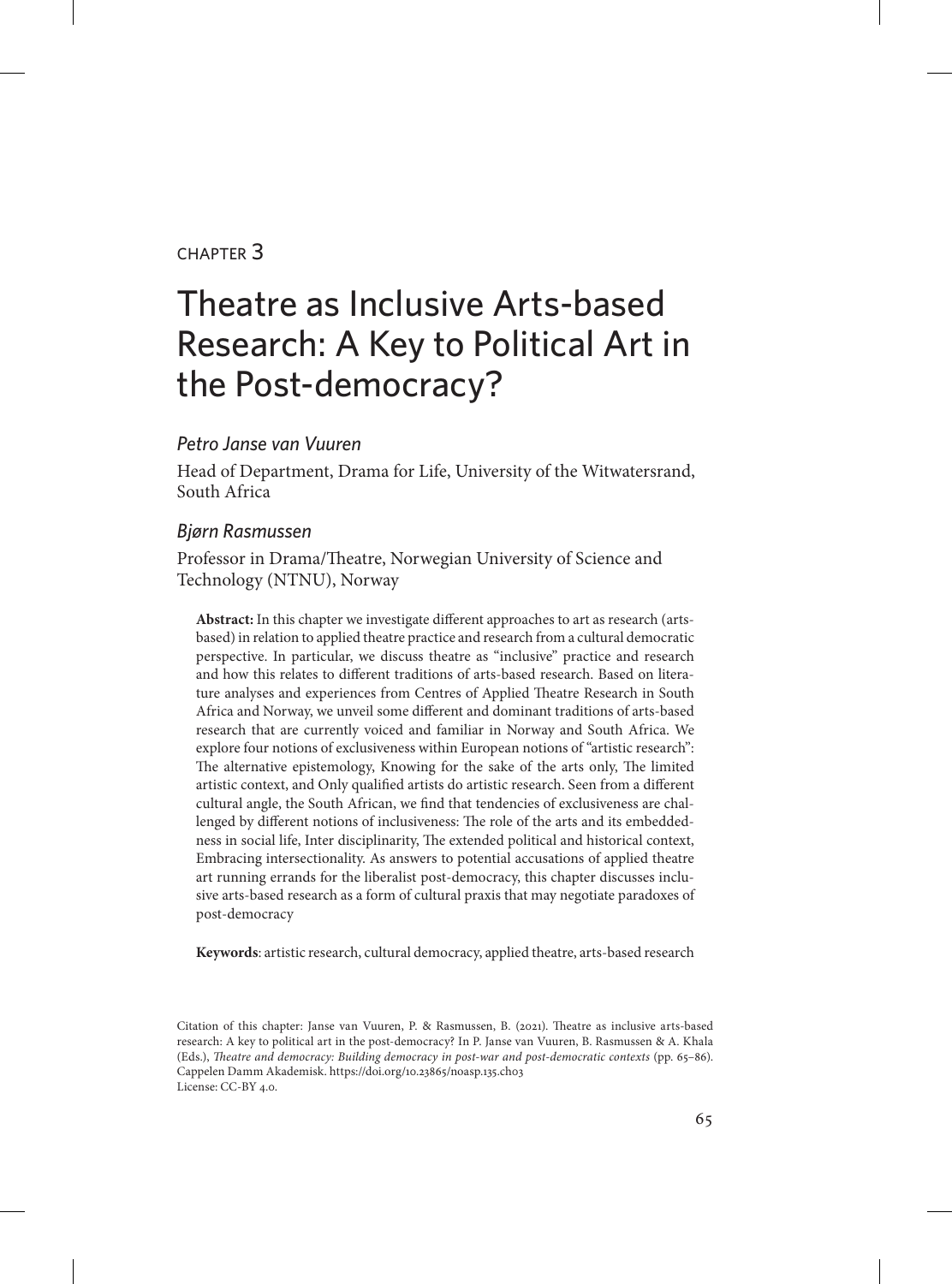CHAPTER 3

# Theatre as Inclusive Arts-based Research: A Key to Political Art in the Post-democracy?

*Petro Janse van Vuuren*

Head of Department, Drama for Life, University of the Witwatersrand, South Africa

*Bjørn Rasmussen*

Professor in Drama/Theatre, Norwegian University of Science and Technology (NTNU), Norway

**Abstract:** In this chapter we investigate different approaches to art as research (arts-based) in relation to applied theatre practice and research from a cultural democratic perspective. In particular, we discuss theatre as "inclusive" practice and research and how this relates to different traditions of arts-based research. Based on literature analyses and experiences from Centres of Applied Theatre Research in South Africa and Norway, we unveil some different and dominant traditions of arts-based research that are currently voiced and familiar in Norway and South Africa. We explore four notions of exclusiveness within European notions of "artistic research": The alternative epistemology, Knowing for the sake of the arts only, The limited artistic context, and Only qualified artists do artistic research. Seen from a different cultural angle, the South African, we find that tendencies of exclusiveness are challenged by different notions of inclusiveness: The role of the arts and its embeddedness in social life, Inter disciplinarity, The extended political and historical context, Embracing intersectionality. As answers to potential accusations of applied theatre art running errands for the liberalist post-democracy, this chapter discusses inclusive arts-based research as a form of cultural praxis that may negotiate paradoxes of post-democracy

**Keywords**: artistic research, cultural democracy, applied theatre, arts-based research

Citation of this chapter: Janse van Vuuren, P. & Rasmussen, B. (2021). Theatre as inclusive arts-based research: A key to political art in the post-democracy? In P. Janse van Vuuren, B. Rasmussen & A. Khala (Eds.), *Theatre and democracy: Building democracy in post-war and post-democratic contexts* (pp. 65–86). Cappelen Damm Akademisk. https://doi.org/10.23865/noasp.135.ch03
License: CC-BY 4.0.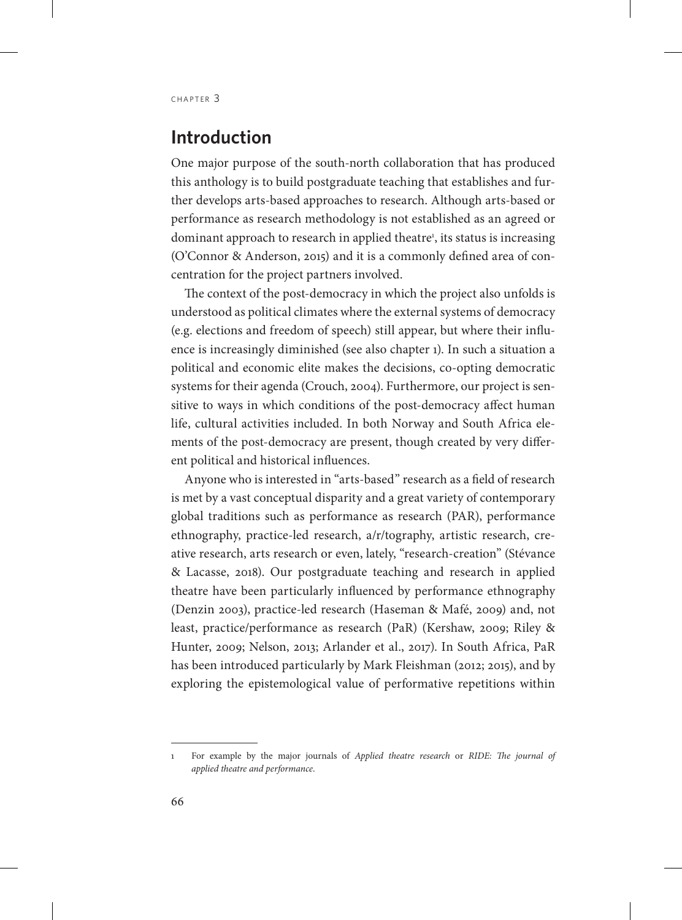## Introduction

One major purpose of the south-north collaboration that has produced this anthology is to build postgraduate teaching that establishes and further develops arts-based approaches to research. Although arts-based or performance as research methodology is not established as an agreed or dominant approach to research in applied theatre[1], its status is increasing (O'Connor & Anderson, 2015) and it is a commonly defined area of concentration for the project partners involved.

The context of the post-democracy in which the project also unfolds is understood as political climates where the external systems of democracy (e.g. elections and freedom of speech) still appear, but where their influence is increasingly diminished (see also chapter 1). In such a situation a political and economic elite makes the decisions, co-opting democratic systems for their agenda (Crouch, 2004). Furthermore, our project is sensitive to ways in which conditions of the post-democracy affect human life, cultural activities included. In both Norway and South Africa elements of the post-democracy are present, though created by very different political and historical influences.

Anyone who is interested in "arts-based" research as a field of research is met by a vast conceptual disparity and a great variety of contemporary global traditions such as performance as research (PAR), performance ethnography, practice-led research, a/r/tography, artistic research, creative research, arts research or even, lately, "research-creation" (Stévance & Lacasse, 2018). Our postgraduate teaching and research in applied theatre have been particularly influenced by performance ethnography (Denzin 2003), practice-led research (Haseman & Mafé, 2009) and, not least, practice/performance as research (PaR) (Kershaw, 2009; Riley & Hunter, 2009; Nelson, 2013; Arlander et al., 2017). In South Africa, PaR has been introduced particularly by Mark Fleishman (2012; 2015), and by exploring the epistemological value of performative repetitions within

---

1 For example by the major journals of *Applied theatre research* or *RIDE: The journal of applied theatre and performance*.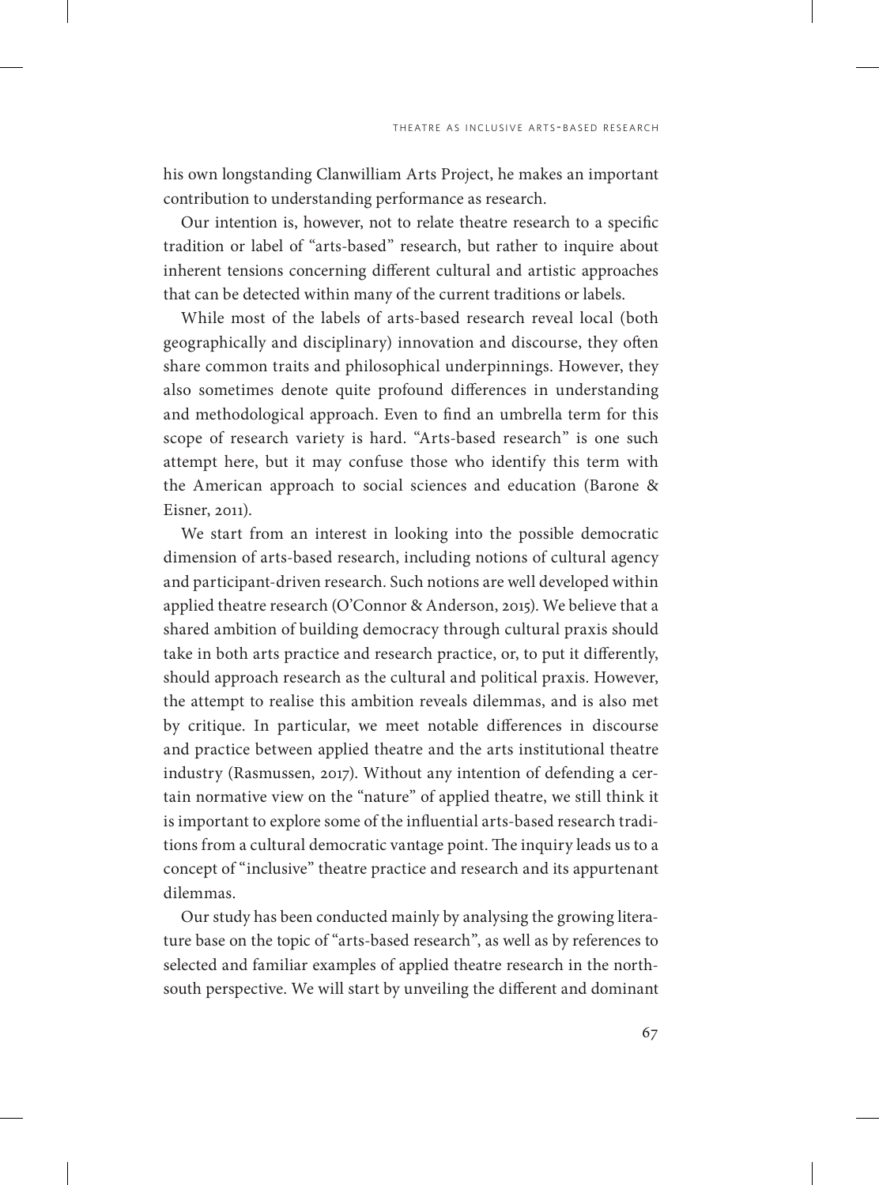his own longstanding Clanwilliam Arts Project, he makes an important contribution to understanding performance as research.

Our intention is, however, not to relate theatre research to a specific tradition or label of "arts-based" research, but rather to inquire about inherent tensions concerning different cultural and artistic approaches that can be detected within many of the current traditions or labels.

While most of the labels of arts-based research reveal local (both geographically and disciplinary) innovation and discourse, they often share common traits and philosophical underpinnings. However, they also sometimes denote quite profound differences in understanding and methodological approach. Even to find an umbrella term for this scope of research variety is hard. "Arts-based research" is one such attempt here, but it may confuse those who identify this term with the American approach to social sciences and education (Barone & Eisner, 2011).

We start from an interest in looking into the possible democratic dimension of arts-based research, including notions of cultural agency and participant-driven research. Such notions are well developed within applied theatre research (O'Connor & Anderson, 2015). We believe that a shared ambition of building democracy through cultural praxis should take in both arts practice and research practice, or, to put it differently, should approach research as the cultural and political praxis. However, the attempt to realise this ambition reveals dilemmas, and is also met by critique. In particular, we meet notable differences in discourse and practice between applied theatre and the arts institutional theatre industry (Rasmussen, 2017). Without any intention of defending a certain normative view on the "nature" of applied theatre, we still think it is important to explore some of the influential arts-based research traditions from a cultural democratic vantage point. The inquiry leads us to a concept of "inclusive" theatre practice and research and its appurtenant dilemmas.

Our study has been conducted mainly by analysing the growing literature base on the topic of "arts-based research", as well as by references to selected and familiar examples of applied theatre research in the north-south perspective. We will start by unveiling the different and dominant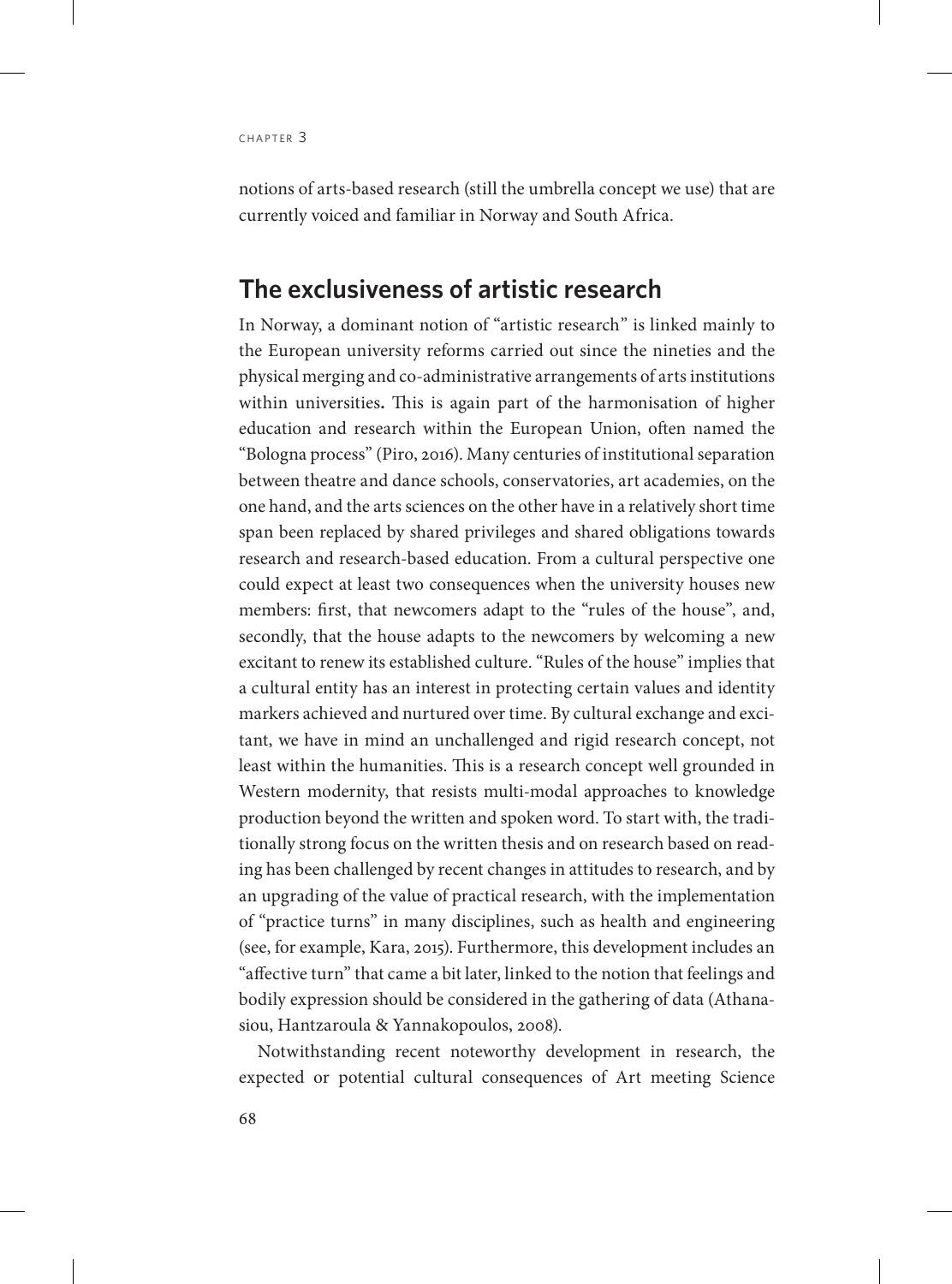notions of arts-based research (still the umbrella concept we use) that are currently voiced and familiar in Norway and South Africa.

## The exclusiveness of artistic research

In Norway, a dominant notion of "artistic research" is linked mainly to the European university reforms carried out since the nineties and the physical merging and co-administrative arrangements of arts institutions within universities**.** This is again part of the harmonisation of higher education and research within the European Union, often named the "Bologna process" (Piro, 2016). Many centuries of institutional separation between theatre and dance schools, conservatories, art academies, on the one hand, and the arts sciences on the other have in a relatively short time span been replaced by shared privileges and shared obligations towards research and research-based education. From a cultural perspective one could expect at least two consequences when the university houses new members: first, that newcomers adapt to the "rules of the house", and, secondly, that the house adapts to the newcomers by welcoming a new excitant to renew its established culture. "Rules of the house" implies that a cultural entity has an interest in protecting certain values and identity markers achieved and nurtured over time. By cultural exchange and excitant, we have in mind an unchallenged and rigid research concept, not least within the humanities. This is a research concept well grounded in Western modernity, that resists multi-modal approaches to knowledge production beyond the written and spoken word. To start with, the traditionally strong focus on the written thesis and on research based on reading has been challenged by recent changes in attitudes to research, and by an upgrading of the value of practical research, with the implementation of "practice turns" in many disciplines, such as health and engineering (see, for example, Kara, 2015). Furthermore, this development includes an "affective turn" that came a bit later, linked to the notion that feelings and bodily expression should be considered in the gathering of data (Athanasiou, Hantzaroula & Yannakopoulos, 2008).

Notwithstanding recent noteworthy development in research, the expected or potential cultural consequences of Art meeting Science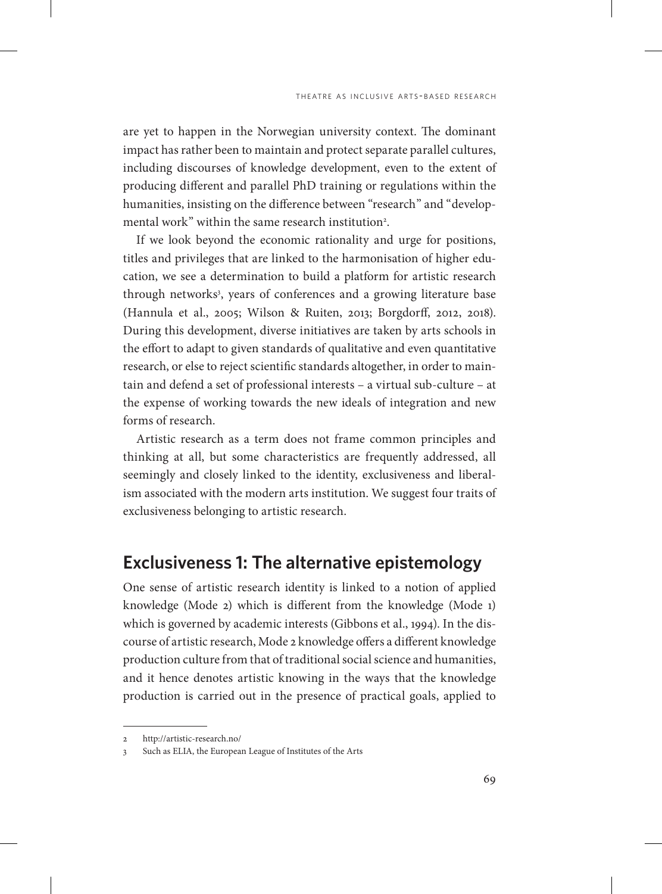are yet to happen in the Norwegian university context. The dominant impact has rather been to maintain and protect separate parallel cultures, including discourses of knowledge development, even to the extent of producing different and parallel PhD training or regulations within the humanities, insisting on the difference between "research" and "developmental work" within the same research institution[2].

If we look beyond the economic rationality and urge for positions, titles and privileges that are linked to the harmonisation of higher education, we see a determination to build a platform for artistic research through networks[3], years of conferences and a growing literature base (Hannula et al., 2005; Wilson & Ruiten, 2013; Borgdorff, 2012, 2018). During this development, diverse initiatives are taken by arts schools in the effort to adapt to given standards of qualitative and even quantitative research, or else to reject scientific standards altogether, in order to maintain and defend a set of professional interests – a virtual sub-culture – at the expense of working towards the new ideals of integration and new forms of research.

Artistic research as a term does not frame common principles and thinking at all, but some characteristics are frequently addressed, all seemingly and closely linked to the identity, exclusiveness and liberalism associated with the modern arts institution. We suggest four traits of exclusiveness belonging to artistic research.

## Exclusiveness 1: The alternative epistemology

One sense of artistic research identity is linked to a notion of applied knowledge (Mode 2) which is different from the knowledge (Mode 1) which is governed by academic interests (Gibbons et al., 1994). In the discourse of artistic research, Mode 2 knowledge offers a different knowledge production culture from that of traditional social science and humanities, and it hence denotes artistic knowing in the ways that the knowledge production is carried out in the presence of practical goals, applied to

2 http://artistic-research.no/

3 Such as ELIA, the European League of Institutes of the Arts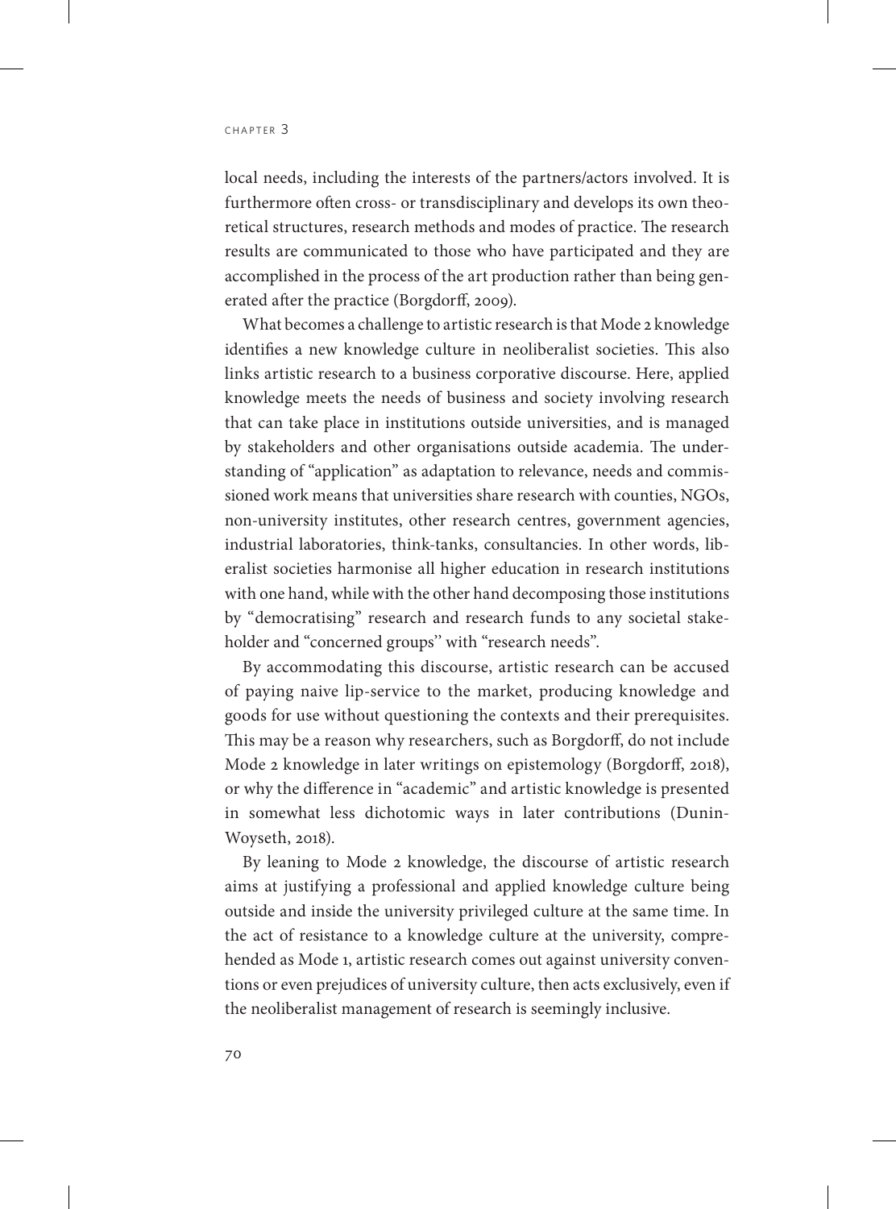local needs, including the interests of the partners/actors involved. It is furthermore often cross- or transdisciplinary and develops its own theoretical structures, research methods and modes of practice. The research results are communicated to those who have participated and they are accomplished in the process of the art production rather than being generated after the practice (Borgdorff, 2009).

What becomes a challenge to artistic research is that Mode 2 knowledge identifies a new knowledge culture in neoliberalist societies. This also links artistic research to a business corporative discourse. Here, applied knowledge meets the needs of business and society involving research that can take place in institutions outside universities, and is managed by stakeholders and other organisations outside academia. The understanding of "application" as adaptation to relevance, needs and commissioned work means that universities share research with counties, NGOs, non-university institutes, other research centres, government agencies, industrial laboratories, think-tanks, consultancies. In other words, liberalist societies harmonise all higher education in research institutions with one hand, while with the other hand decomposing those institutions by "democratising" research and research funds to any societal stakeholder and "concerned groups" with "research needs".

By accommodating this discourse, artistic research can be accused of paying naive lip-service to the market, producing knowledge and goods for use without questioning the contexts and their prerequisites. This may be a reason why researchers, such as Borgdorff, do not include Mode 2 knowledge in later writings on epistemology (Borgdorff, 2018), or why the difference in "academic" and artistic knowledge is presented in somewhat less dichotomic ways in later contributions (Dunin-Woyseth, 2018).

By leaning to Mode 2 knowledge, the discourse of artistic research aims at justifying a professional and applied knowledge culture being outside and inside the university privileged culture at the same time. In the act of resistance to a knowledge culture at the university, comprehended as Mode 1, artistic research comes out against university conventions or even prejudices of university culture, then acts exclusively, even if the neoliberalist management of research is seemingly inclusive.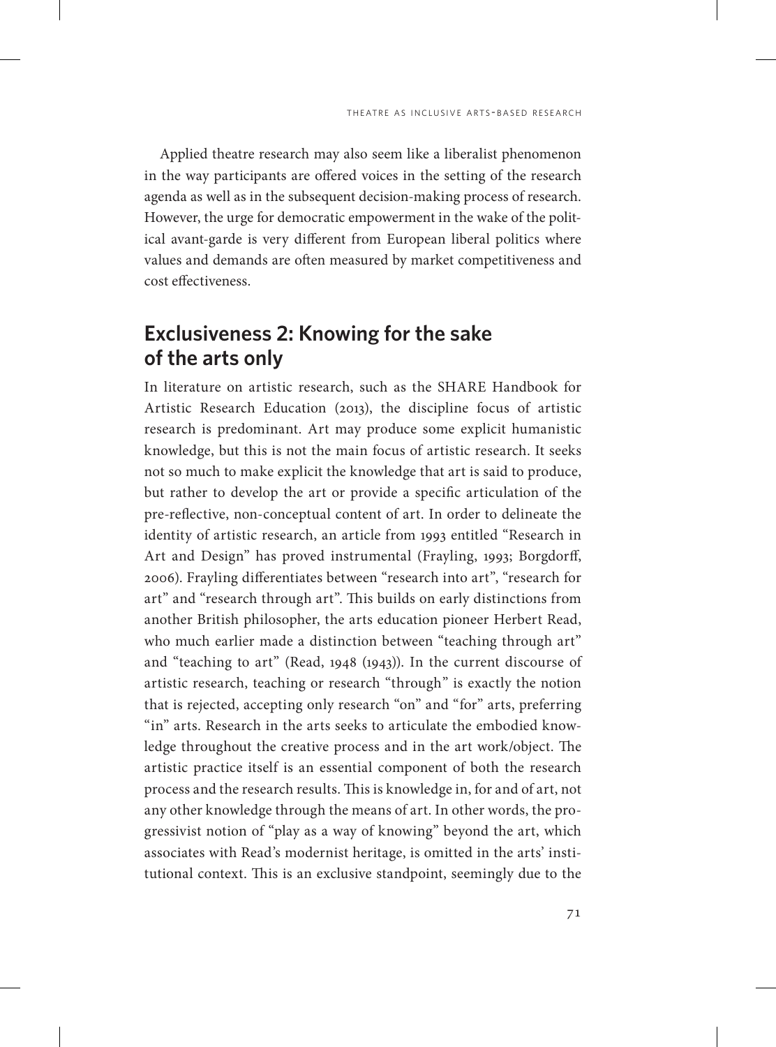Applied theatre research may also seem like a liberalist phenomenon in the way participants are offered voices in the setting of the research agenda as well as in the subsequent decision-making process of research. However, the urge for democratic empowerment in the wake of the political avant-garde is very different from European liberal politics where values and demands are often measured by market competitiveness and cost effectiveness.

## Exclusiveness 2: Knowing for the sake of the arts only

In literature on artistic research, such as the SHARE Handbook for Artistic Research Education (2013), the discipline focus of artistic research is predominant. Art may produce some explicit humanistic knowledge, but this is not the main focus of artistic research. It seeks not so much to make explicit the knowledge that art is said to produce, but rather to develop the art or provide a specific articulation of the pre-reflective, non-conceptual content of art. In order to delineate the identity of artistic research, an article from 1993 entitled "Research in Art and Design" has proved instrumental (Frayling, 1993; Borgdorff, 2006). Frayling differentiates between "research into art", "research for art" and "research through art". This builds on early distinctions from another British philosopher, the arts education pioneer Herbert Read, who much earlier made a distinction between "teaching through art" and "teaching to art" (Read, 1948 (1943)). In the current discourse of artistic research, teaching or research "through" is exactly the notion that is rejected, accepting only research "on" and "for" arts, preferring "in" arts. Research in the arts seeks to articulate the embodied knowledge throughout the creative process and in the art work/object. The artistic practice itself is an essential component of both the research process and the research results. This is knowledge in, for and of art, not any other knowledge through the means of art. In other words, the progressivist notion of "play as a way of knowing" beyond the art, which associates with Read's modernist heritage, is omitted in the arts' institutional context. This is an exclusive standpoint, seemingly due to the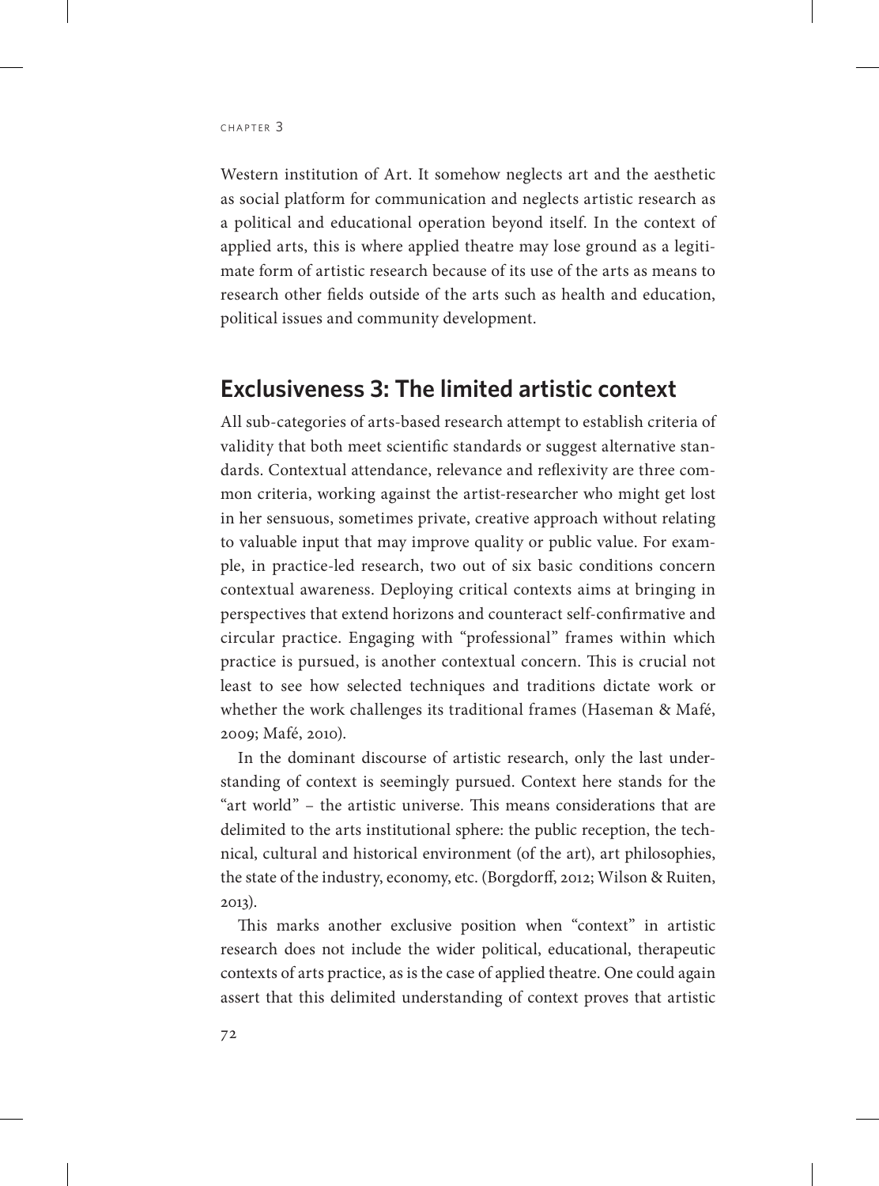Western institution of Art. It somehow neglects art and the aesthetic as social platform for communication and neglects artistic research as a political and educational operation beyond itself. In the context of applied arts, this is where applied theatre may lose ground as a legitimate form of artistic research because of its use of the arts as means to research other fields outside of the arts such as health and education, political issues and community development.

## Exclusiveness 3: The limited artistic context

All sub-categories of arts-based research attempt to establish criteria of validity that both meet scientific standards or suggest alternative standards. Contextual attendance, relevance and reflexivity are three common criteria, working against the artist-researcher who might get lost in her sensuous, sometimes private, creative approach without relating to valuable input that may improve quality or public value. For example, in practice-led research, two out of six basic conditions concern contextual awareness. Deploying critical contexts aims at bringing in perspectives that extend horizons and counteract self-confirmative and circular practice. Engaging with "professional" frames within which practice is pursued, is another contextual concern. This is crucial not least to see how selected techniques and traditions dictate work or whether the work challenges its traditional frames (Haseman & Mafé, 2009; Mafé, 2010).

In the dominant discourse of artistic research, only the last understanding of context is seemingly pursued. Context here stands for the "art world" – the artistic universe. This means considerations that are delimited to the arts institutional sphere: the public reception, the technical, cultural and historical environment (of the art), art philosophies, the state of the industry, economy, etc. (Borgdorff, 2012; Wilson & Ruiten, 2013).

This marks another exclusive position when "context" in artistic research does not include the wider political, educational, therapeutic contexts of arts practice, as is the case of applied theatre. One could again assert that this delimited understanding of context proves that artistic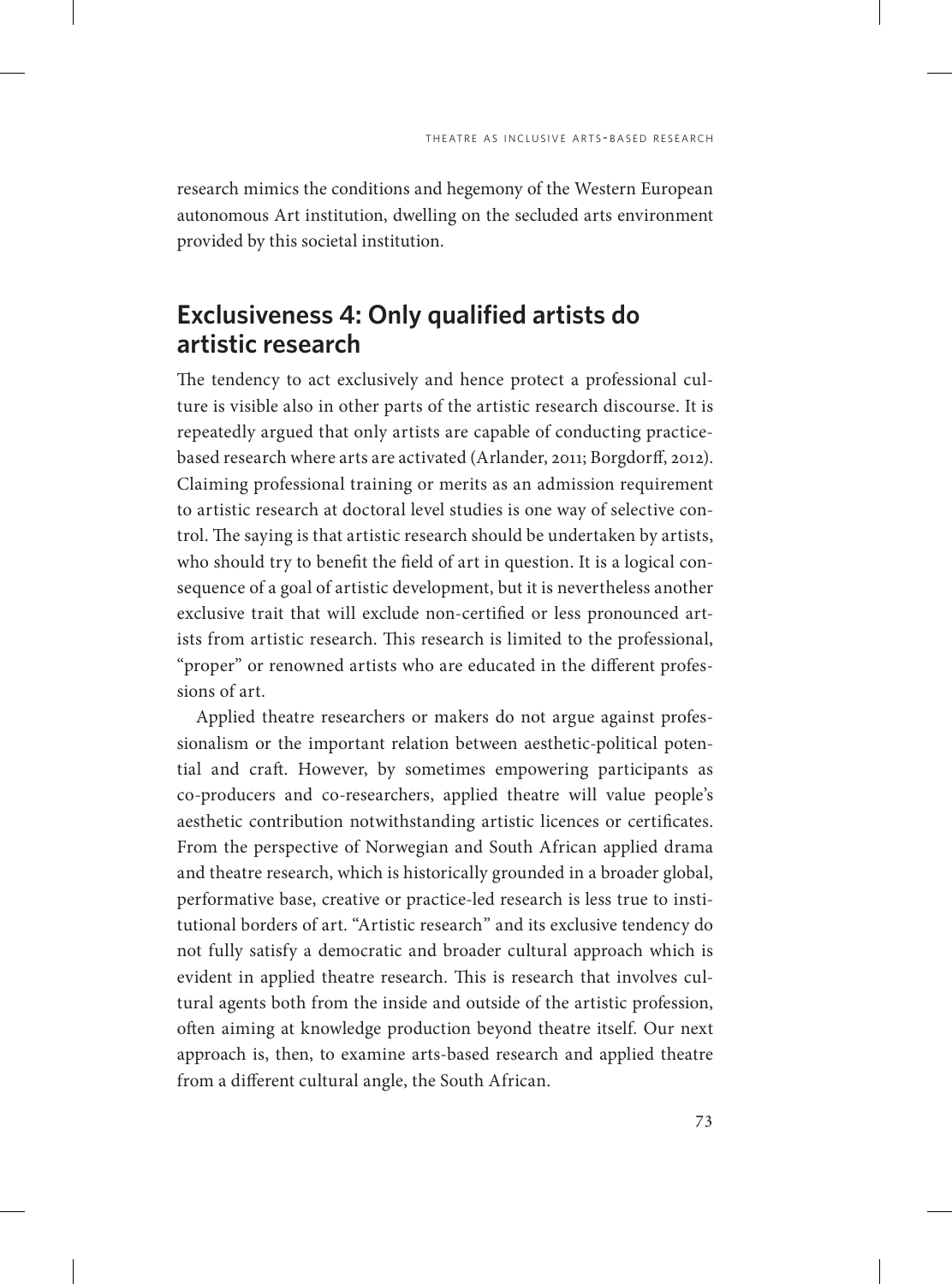research mimics the conditions and hegemony of the Western European autonomous Art institution, dwelling on the secluded arts environment provided by this societal institution.

## Exclusiveness 4: Only qualified artists do artistic research

The tendency to act exclusively and hence protect a professional culture is visible also in other parts of the artistic research discourse. It is repeatedly argued that only artists are capable of conducting practice-based research where arts are activated (Arlander, 2011; Borgdorff, 2012). Claiming professional training or merits as an admission requirement to artistic research at doctoral level studies is one way of selective control. The saying is that artistic research should be undertaken by artists, who should try to benefit the field of art in question. It is a logical consequence of a goal of artistic development, but it is nevertheless another exclusive trait that will exclude non-certified or less pronounced artists from artistic research. This research is limited to the professional, "proper" or renowned artists who are educated in the different professions of art.

Applied theatre researchers or makers do not argue against professionalism or the important relation between aesthetic-political potential and craft. However, by sometimes empowering participants as co-producers and co-researchers, applied theatre will value people's aesthetic contribution notwithstanding artistic licences or certificates. From the perspective of Norwegian and South African applied drama and theatre research, which is historically grounded in a broader global, performative base, creative or practice-led research is less true to institutional borders of art. "Artistic research" and its exclusive tendency do not fully satisfy a democratic and broader cultural approach which is evident in applied theatre research. This is research that involves cultural agents both from the inside and outside of the artistic profession, often aiming at knowledge production beyond theatre itself. Our next approach is, then, to examine arts-based research and applied theatre from a different cultural angle, the South African.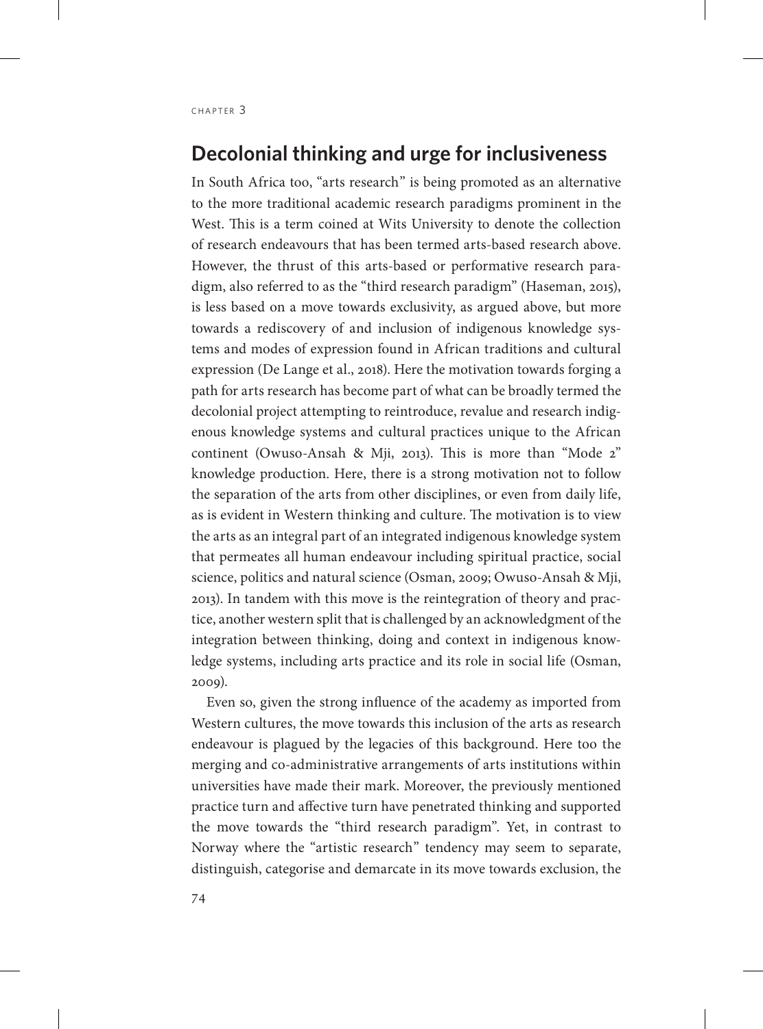## Decolonial thinking and urge for inclusiveness

In South Africa too, "arts research" is being promoted as an alternative to the more traditional academic research paradigms prominent in the West. This is a term coined at Wits University to denote the collection of research endeavours that has been termed arts-based research above. However, the thrust of this arts-based or performative research paradigm, also referred to as the "third research paradigm" (Haseman, 2015), is less based on a move towards exclusivity, as argued above, but more towards a rediscovery of and inclusion of indigenous knowledge systems and modes of expression found in African traditions and cultural expression (De Lange et al., 2018). Here the motivation towards forging a path for arts research has become part of what can be broadly termed the decolonial project attempting to reintroduce, revalue and research indigenous knowledge systems and cultural practices unique to the African continent (Owuso-Ansah & Mji, 2013). This is more than "Mode 2" knowledge production. Here, there is a strong motivation not to follow the separation of the arts from other disciplines, or even from daily life, as is evident in Western thinking and culture. The motivation is to view the arts as an integral part of an integrated indigenous knowledge system that permeates all human endeavour including spiritual practice, social science, politics and natural science (Osman, 2009; Owuso-Ansah & Mji, 2013). In tandem with this move is the reintegration of theory and practice, another western split that is challenged by an acknowledgment of the integration between thinking, doing and context in indigenous knowledge systems, including arts practice and its role in social life (Osman, 2009).

Even so, given the strong influence of the academy as imported from Western cultures, the move towards this inclusion of the arts as research endeavour is plagued by the legacies of this background. Here too the merging and co-administrative arrangements of arts institutions within universities have made their mark. Moreover, the previously mentioned practice turn and affective turn have penetrated thinking and supported the move towards the "third research paradigm". Yet, in contrast to Norway where the "artistic research" tendency may seem to separate, distinguish, categorise and demarcate in its move towards exclusion, the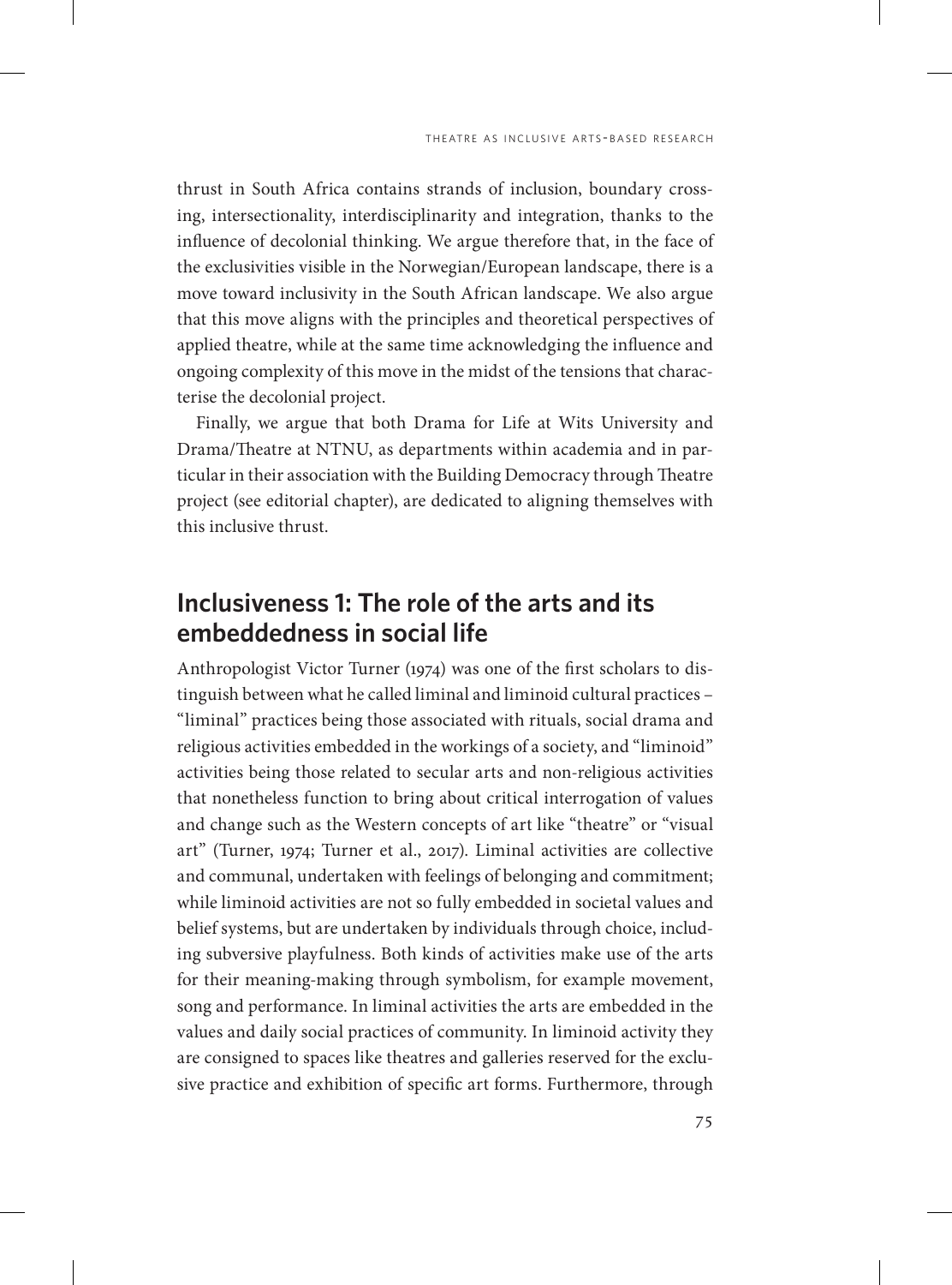thrust in South Africa contains strands of inclusion, boundary crossing, intersectionality, interdisciplinarity and integration, thanks to the influence of decolonial thinking. We argue therefore that, in the face of the exclusivities visible in the Norwegian/European landscape, there is a move toward inclusivity in the South African landscape. We also argue that this move aligns with the principles and theoretical perspectives of applied theatre, while at the same time acknowledging the influence and ongoing complexity of this move in the midst of the tensions that characterise the decolonial project.

Finally, we argue that both Drama for Life at Wits University and Drama/Theatre at NTNU, as departments within academia and in particular in their association with the Building Democracy through Theatre project (see editorial chapter), are dedicated to aligning themselves with this inclusive thrust.

## Inclusiveness 1: The role of the arts and its embeddedness in social life

Anthropologist Victor Turner (1974) was one of the first scholars to distinguish between what he called liminal and liminoid cultural practices – "liminal" practices being those associated with rituals, social drama and religious activities embedded in the workings of a society, and "liminoid" activities being those related to secular arts and non-religious activities that nonetheless function to bring about critical interrogation of values and change such as the Western concepts of art like "theatre" or "visual art" (Turner, 1974; Turner et al., 2017). Liminal activities are collective and communal, undertaken with feelings of belonging and commitment; while liminoid activities are not so fully embedded in societal values and belief systems, but are undertaken by individuals through choice, including subversive playfulness. Both kinds of activities make use of the arts for their meaning-making through symbolism, for example movement, song and performance. In liminal activities the arts are embedded in the values and daily social practices of community. In liminoid activity they are consigned to spaces like theatres and galleries reserved for the exclusive practice and exhibition of specific art forms. Furthermore, through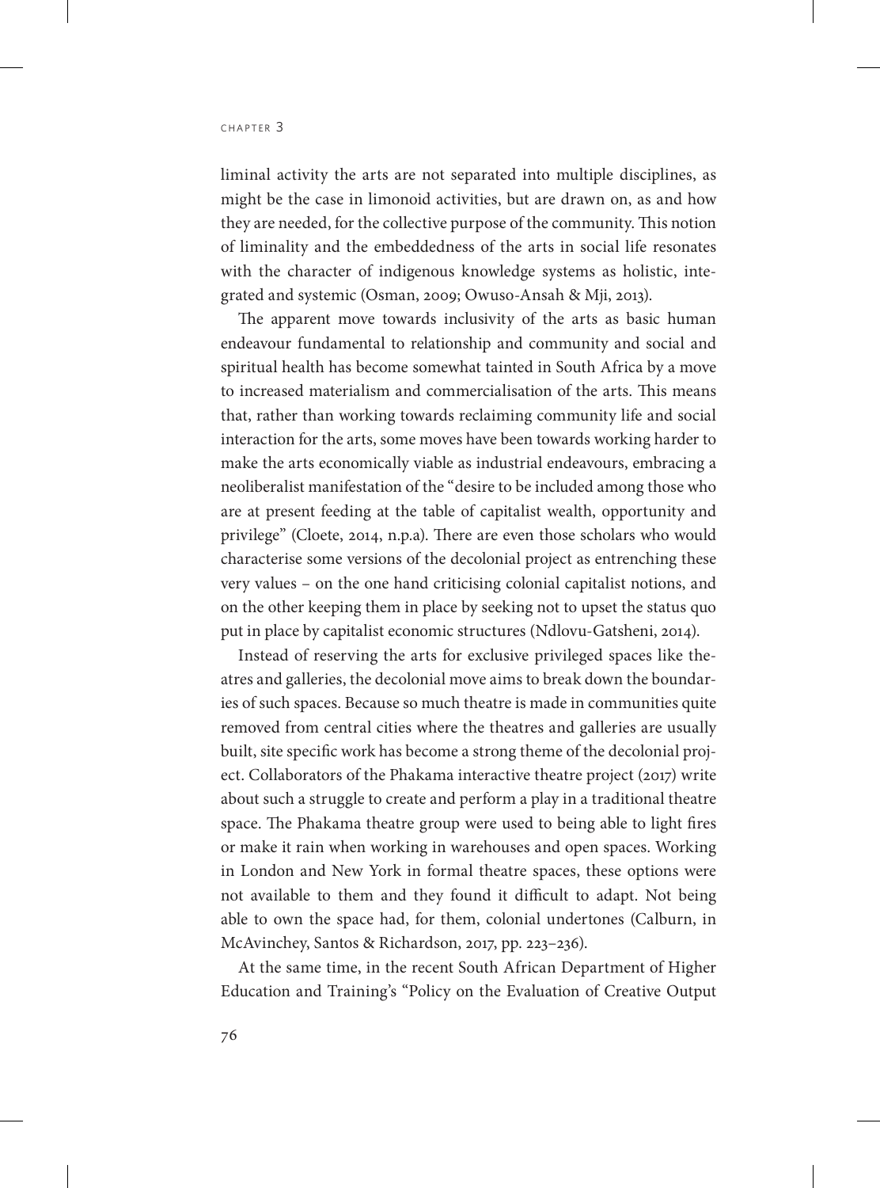liminal activity the arts are not separated into multiple disciplines, as might be the case in limonoid activities, but are drawn on, as and how they are needed, for the collective purpose of the community. This notion of liminality and the embeddedness of the arts in social life resonates with the character of indigenous knowledge systems as holistic, integrated and systemic (Osman, 2009; Owuso-Ansah & Mji, 2013).

The apparent move towards inclusivity of the arts as basic human endeavour fundamental to relationship and community and social and spiritual health has become somewhat tainted in South Africa by a move to increased materialism and commercialisation of the arts. This means that, rather than working towards reclaiming community life and social interaction for the arts, some moves have been towards working harder to make the arts economically viable as industrial endeavours, embracing a neoliberalist manifestation of the "desire to be included among those who are at present feeding at the table of capitalist wealth, opportunity and privilege" (Cloete, 2014, n.p.a). There are even those scholars who would characterise some versions of the decolonial project as entrenching these very values – on the one hand criticising colonial capitalist notions, and on the other keeping them in place by seeking not to upset the status quo put in place by capitalist economic structures (Ndlovu-Gatsheni, 2014).

Instead of reserving the arts for exclusive privileged spaces like theatres and galleries, the decolonial move aims to break down the boundaries of such spaces. Because so much theatre is made in communities quite removed from central cities where the theatres and galleries are usually built, site specific work has become a strong theme of the decolonial project. Collaborators of the Phakama interactive theatre project (2017) write about such a struggle to create and perform a play in a traditional theatre space. The Phakama theatre group were used to being able to light fires or make it rain when working in warehouses and open spaces. Working in London and New York in formal theatre spaces, these options were not available to them and they found it difficult to adapt. Not being able to own the space had, for them, colonial undertones (Calburn, in McAvinchey, Santos & Richardson, 2017, pp. 223–236).

At the same time, in the recent South African Department of Higher Education and Training's "Policy on the Evaluation of Creative Output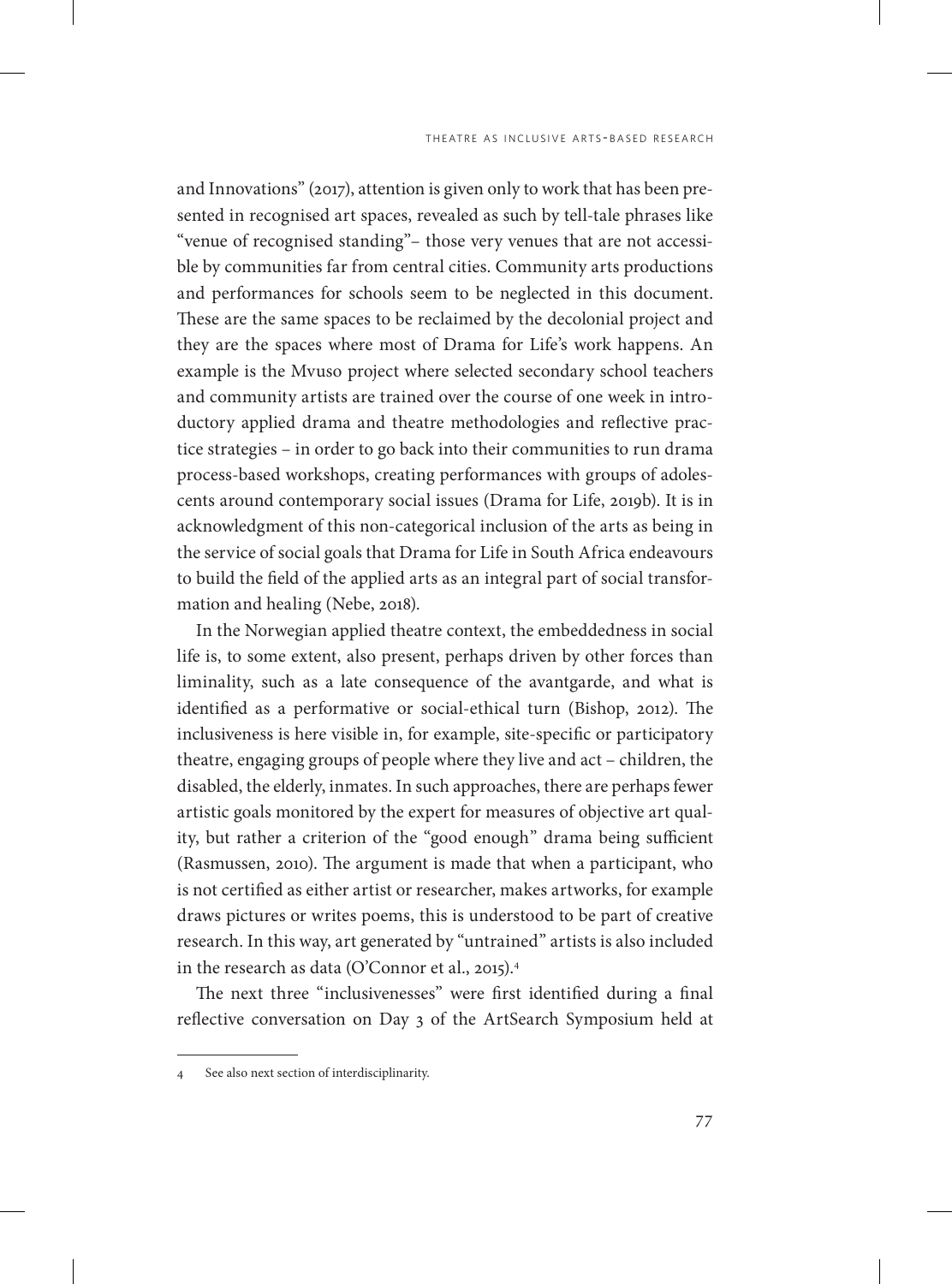and Innovations" (2017), attention is given only to work that has been presented in recognised art spaces, revealed as such by tell-tale phrases like "venue of recognised standing"– those very venues that are not accessible by communities far from central cities. Community arts productions and performances for schools seem to be neglected in this document. These are the same spaces to be reclaimed by the decolonial project and they are the spaces where most of Drama for Life's work happens. An example is the Mvuso project where selected secondary school teachers and community artists are trained over the course of one week in introductory applied drama and theatre methodologies and reflective practice strategies – in order to go back into their communities to run drama process-based workshops, creating performances with groups of adolescents around contemporary social issues (Drama for Life, 2019b). It is in acknowledgment of this non-categorical inclusion of the arts as being in the service of social goals that Drama for Life in South Africa endeavours to build the field of the applied arts as an integral part of social transformation and healing (Nebe, 2018).

In the Norwegian applied theatre context, the embeddedness in social life is, to some extent, also present, perhaps driven by other forces than liminality, such as a late consequence of the avantgarde, and what is identified as a performative or social-ethical turn (Bishop, 2012). The inclusiveness is here visible in, for example, site-specific or participatory theatre, engaging groups of people where they live and act – children, the disabled, the elderly, inmates. In such approaches, there are perhaps fewer artistic goals monitored by the expert for measures of objective art quality, but rather a criterion of the "good enough" drama being sufficient (Rasmussen, 2010). The argument is made that when a participant, who is not certified as either artist or researcher, makes artworks, for example draws pictures or writes poems, this is understood to be part of creative research. In this way, art generated by "untrained" artists is also included in the research as data (O'Connor et al., 2015).[4]

The next three "inclusivenesses" were first identified during a final reflective conversation on Day 3 of the ArtSearch Symposium held at

---

4 See also next section of interdisciplinarity.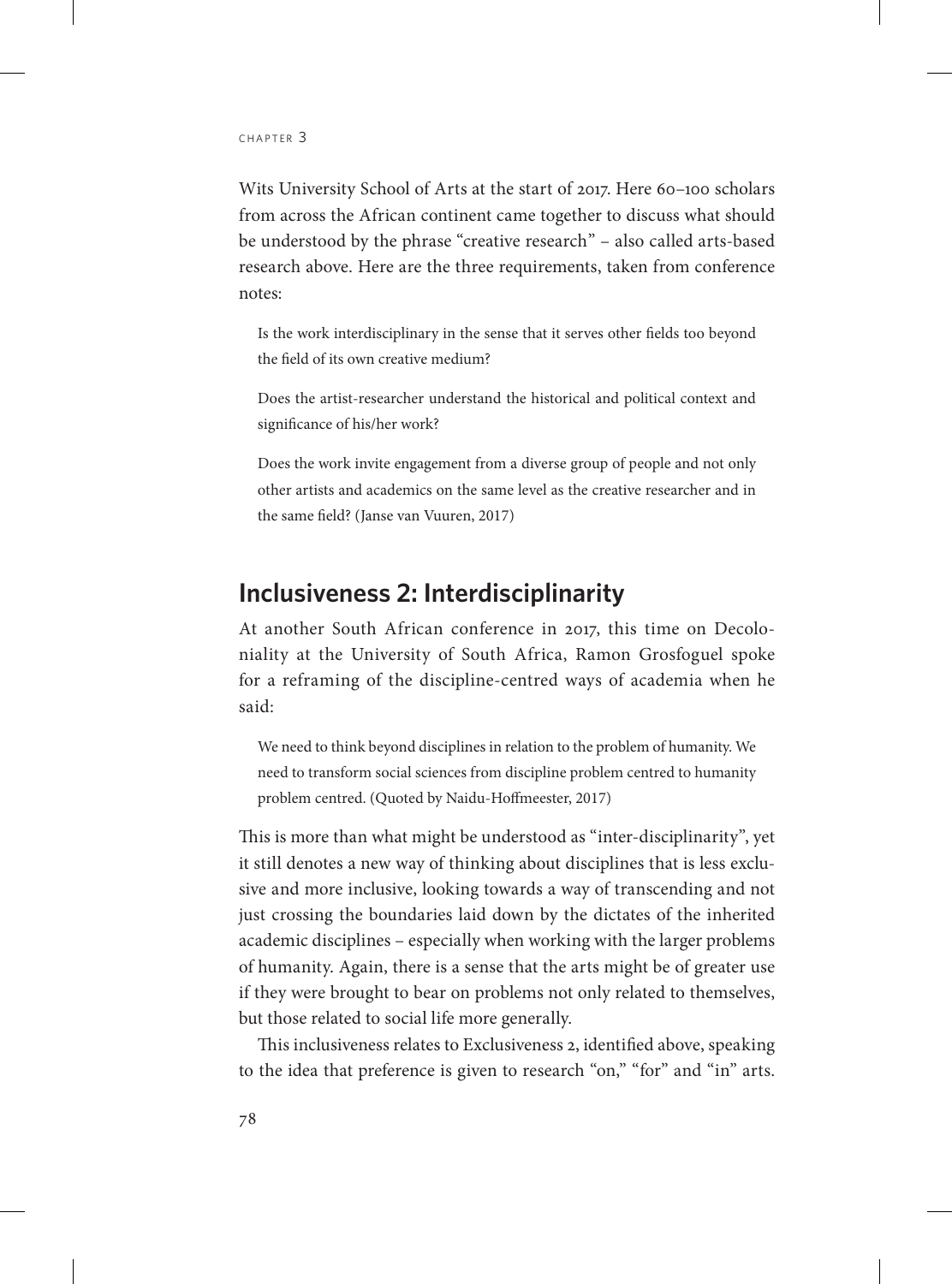Wits University School of Arts at the start of 2017. Here 60–100 scholars from across the African continent came together to discuss what should be understood by the phrase "creative research" – also called arts-based research above. Here are the three requirements, taken from conference notes:

> Is the work interdisciplinary in the sense that it serves other fields too beyond the field of its own creative medium?
>
> Does the artist-researcher understand the historical and political context and significance of his/her work?
>
> Does the work invite engagement from a diverse group of people and not only other artists and academics on the same level as the creative researcher and in the same field? (Janse van Vuuren, 2017)

## Inclusiveness 2: Interdisciplinarity

At another South African conference in 2017, this time on Decoloniality at the University of South Africa, Ramon Grosfoguel spoke for a reframing of the discipline-centred ways of academia when he said:

> We need to think beyond disciplines in relation to the problem of humanity. We need to transform social sciences from discipline problem centred to humanity problem centred. (Quoted by Naidu-Hoffmeester, 2017)

This is more than what might be understood as "inter-disciplinarity", yet it still denotes a new way of thinking about disciplines that is less exclusive and more inclusive, looking towards a way of transcending and not just crossing the boundaries laid down by the dictates of the inherited academic disciplines – especially when working with the larger problems of humanity. Again, there is a sense that the arts might be of greater use if they were brought to bear on problems not only related to themselves, but those related to social life more generally.

This inclusiveness relates to Exclusiveness 2, identified above, speaking to the idea that preference is given to research "on," "for" and "in" arts.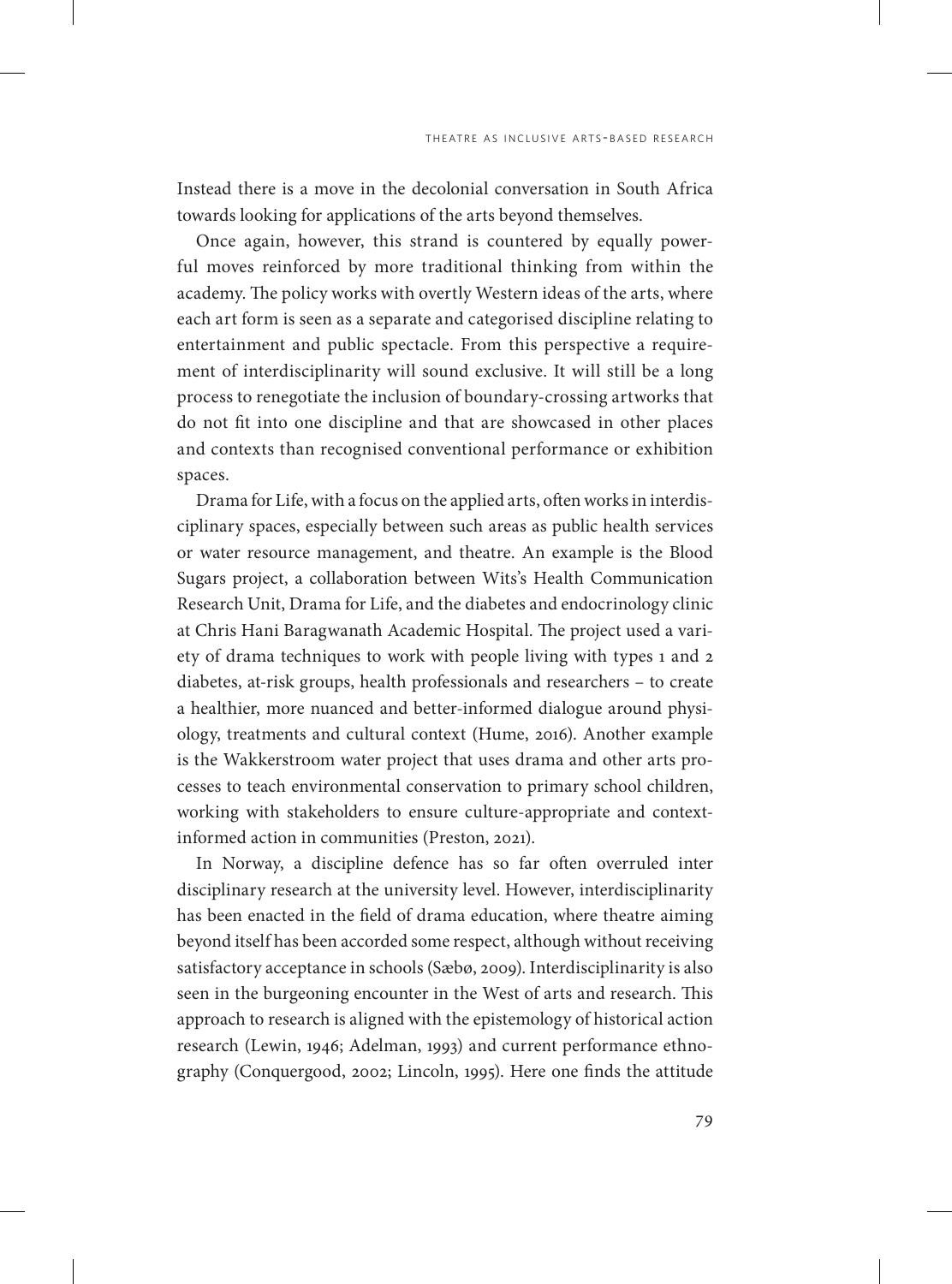Instead there is a move in the decolonial conversation in South Africa towards looking for applications of the arts beyond themselves.

Once again, however, this strand is countered by equally powerful moves reinforced by more traditional thinking from within the academy. The policy works with overtly Western ideas of the arts, where each art form is seen as a separate and categorised discipline relating to entertainment and public spectacle. From this perspective a requirement of interdisciplinarity will sound exclusive. It will still be a long process to renegotiate the inclusion of boundary-crossing artworks that do not fit into one discipline and that are showcased in other places and contexts than recognised conventional performance or exhibition spaces.

Drama for Life, with a focus on the applied arts, often works in interdisciplinary spaces, especially between such areas as public health services or water resource management, and theatre. An example is the Blood Sugars project, a collaboration between Wits's Health Communication Research Unit, Drama for Life, and the diabetes and endocrinology clinic at Chris Hani Baragwanath Academic Hospital. The project used a variety of drama techniques to work with people living with types 1 and 2 diabetes, at-risk groups, health professionals and researchers – to create a healthier, more nuanced and better-informed dialogue around physiology, treatments and cultural context (Hume, 2016). Another example is the Wakkerstroom water project that uses drama and other arts processes to teach environmental conservation to primary school children, working with stakeholders to ensure culture-appropriate and context-informed action in communities (Preston, 2021).

In Norway, a discipline defence has so far often overruled inter disciplinary research at the university level. However, interdisciplinarity has been enacted in the field of drama education, where theatre aiming beyond itself has been accorded some respect, although without receiving satisfactory acceptance in schools (Sæbø, 2009). Interdisciplinarity is also seen in the burgeoning encounter in the West of arts and research. This approach to research is aligned with the epistemology of historical action research (Lewin, 1946; Adelman, 1993) and current performance ethnography (Conquergood, 2002; Lincoln, 1995). Here one finds the attitude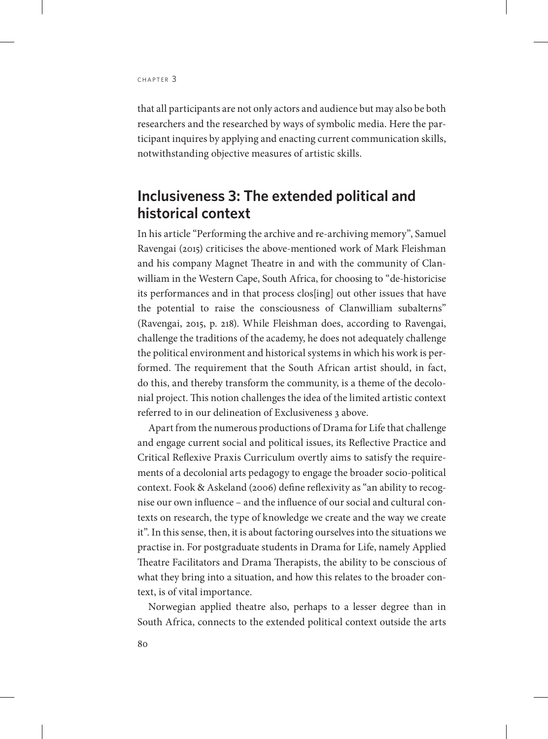that all participants are not only actors and audience but may also be both researchers and the researched by ways of symbolic media. Here the participant inquires by applying and enacting current communication skills, notwithstanding objective measures of artistic skills.

## Inclusiveness 3: The extended political and historical context

In his article "Performing the archive and re-archiving memory", Samuel Ravengai (2015) criticises the above-mentioned work of Mark Fleishman and his company Magnet Theatre in and with the community of Clanwilliam in the Western Cape, South Africa, for choosing to "de-historicise its performances and in that process clos[ing] out other issues that have the potential to raise the consciousness of Clanwilliam subalterns" (Ravengai, 2015, p. 218). While Fleishman does, according to Ravengai, challenge the traditions of the academy, he does not adequately challenge the political environment and historical systems in which his work is performed. The requirement that the South African artist should, in fact, do this, and thereby transform the community, is a theme of the decolonial project. This notion challenges the idea of the limited artistic context referred to in our delineation of Exclusiveness 3 above.

Apart from the numerous productions of Drama for Life that challenge and engage current social and political issues, its Reflective Practice and Critical Reflexive Praxis Curriculum overtly aims to satisfy the requirements of a decolonial arts pedagogy to engage the broader socio-political context. Fook & Askeland (2006) define reflexivity as "an ability to recognise our own influence – and the influence of our social and cultural contexts on research, the type of knowledge we create and the way we create it". In this sense, then, it is about factoring ourselves into the situations we practise in. For postgraduate students in Drama for Life, namely Applied Theatre Facilitators and Drama Therapists, the ability to be conscious of what they bring into a situation, and how this relates to the broader context, is of vital importance.

Norwegian applied theatre also, perhaps to a lesser degree than in South Africa, connects to the extended political context outside the arts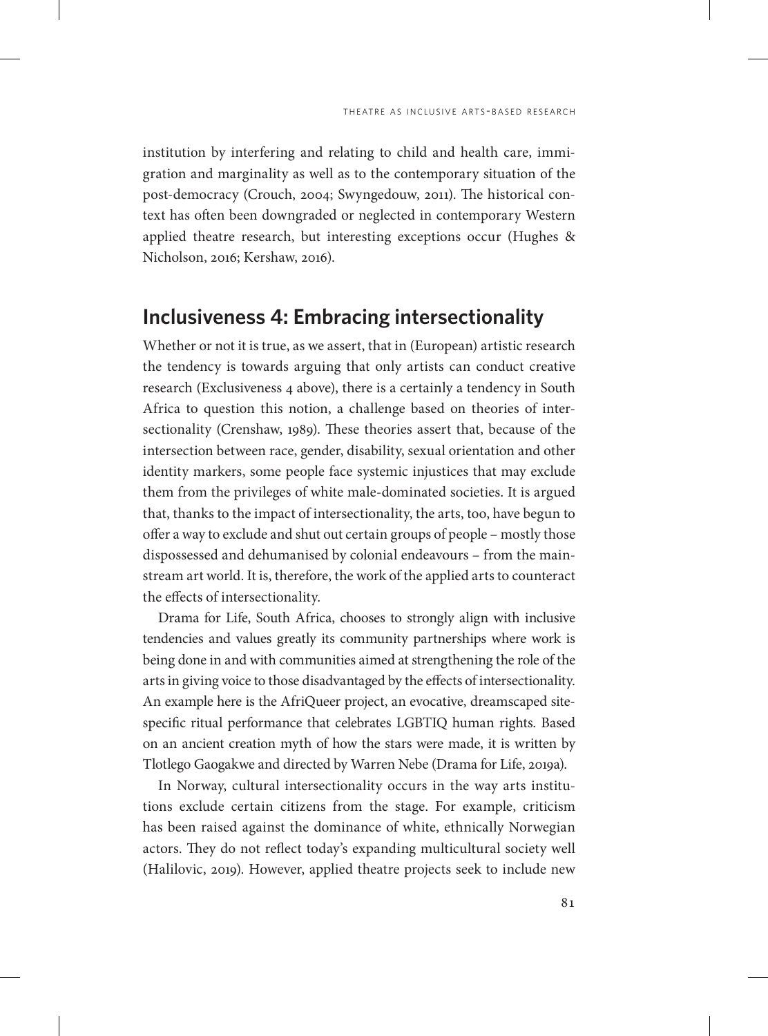institution by interfering and relating to child and health care, immigration and marginality as well as to the contemporary situation of the post-democracy (Crouch, 2004; Swyngedouw, 2011). The historical context has often been downgraded or neglected in contemporary Western applied theatre research, but interesting exceptions occur (Hughes & Nicholson, 2016; Kershaw, 2016).

## Inclusiveness 4: Embracing intersectionality

Whether or not it is true, as we assert, that in (European) artistic research the tendency is towards arguing that only artists can conduct creative research (Exclusiveness 4 above), there is a certainly a tendency in South Africa to question this notion, a challenge based on theories of intersectionality (Crenshaw, 1989). These theories assert that, because of the intersection between race, gender, disability, sexual orientation and other identity markers, some people face systemic injustices that may exclude them from the privileges of white male-dominated societies. It is argued that, thanks to the impact of intersectionality, the arts, too, have begun to offer a way to exclude and shut out certain groups of people – mostly those dispossessed and dehumanised by colonial endeavours – from the mainstream art world. It is, therefore, the work of the applied arts to counteract the effects of intersectionality.

Drama for Life, South Africa, chooses to strongly align with inclusive tendencies and values greatly its community partnerships where work is being done in and with communities aimed at strengthening the role of the arts in giving voice to those disadvantaged by the effects of intersectionality. An example here is the AfriQueer project, an evocative, dreamscaped site-specific ritual performance that celebrates LGBTIQ human rights. Based on an ancient creation myth of how the stars were made, it is written by Tlotlego Gaogakwe and directed by Warren Nebe (Drama for Life, 2019a).

In Norway, cultural intersectionality occurs in the way arts institutions exclude certain citizens from the stage. For example, criticism has been raised against the dominance of white, ethnically Norwegian actors. They do not reflect today's expanding multicultural society well (Halilovic, 2019). However, applied theatre projects seek to include new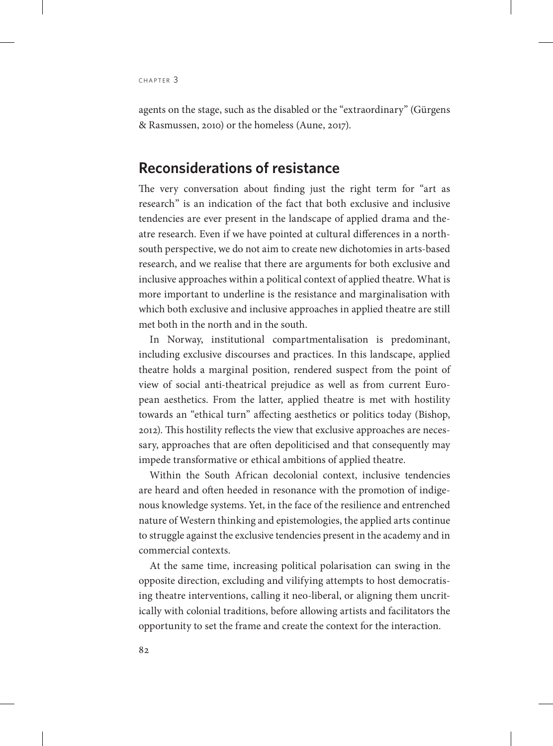agents on the stage, such as the disabled or the "extraordinary" (Gürgens & Rasmussen, 2010) or the homeless (Aune, 2017).

## Reconsiderations of resistance

The very conversation about finding just the right term for "art as research" is an indication of the fact that both exclusive and inclusive tendencies are ever present in the landscape of applied drama and theatre research. Even if we have pointed at cultural differences in a north-south perspective, we do not aim to create new dichotomies in arts-based research, and we realise that there are arguments for both exclusive and inclusive approaches within a political context of applied theatre. What is more important to underline is the resistance and marginalisation with which both exclusive and inclusive approaches in applied theatre are still met both in the north and in the south.

In Norway, institutional compartmentalisation is predominant, including exclusive discourses and practices. In this landscape, applied theatre holds a marginal position, rendered suspect from the point of view of social anti-theatrical prejudice as well as from current European aesthetics. From the latter, applied theatre is met with hostility towards an "ethical turn" affecting aesthetics or politics today (Bishop, 2012). This hostility reflects the view that exclusive approaches are necessary, approaches that are often depoliticised and that consequently may impede transformative or ethical ambitions of applied theatre.

Within the South African decolonial context, inclusive tendencies are heard and often heeded in resonance with the promotion of indigenous knowledge systems. Yet, in the face of the resilience and entrenched nature of Western thinking and epistemologies, the applied arts continue to struggle against the exclusive tendencies present in the academy and in commercial contexts.

At the same time, increasing political polarisation can swing in the opposite direction, excluding and vilifying attempts to host democratising theatre interventions, calling it neo-liberal, or aligning them uncritically with colonial traditions, before allowing artists and facilitators the opportunity to set the frame and create the context for the interaction.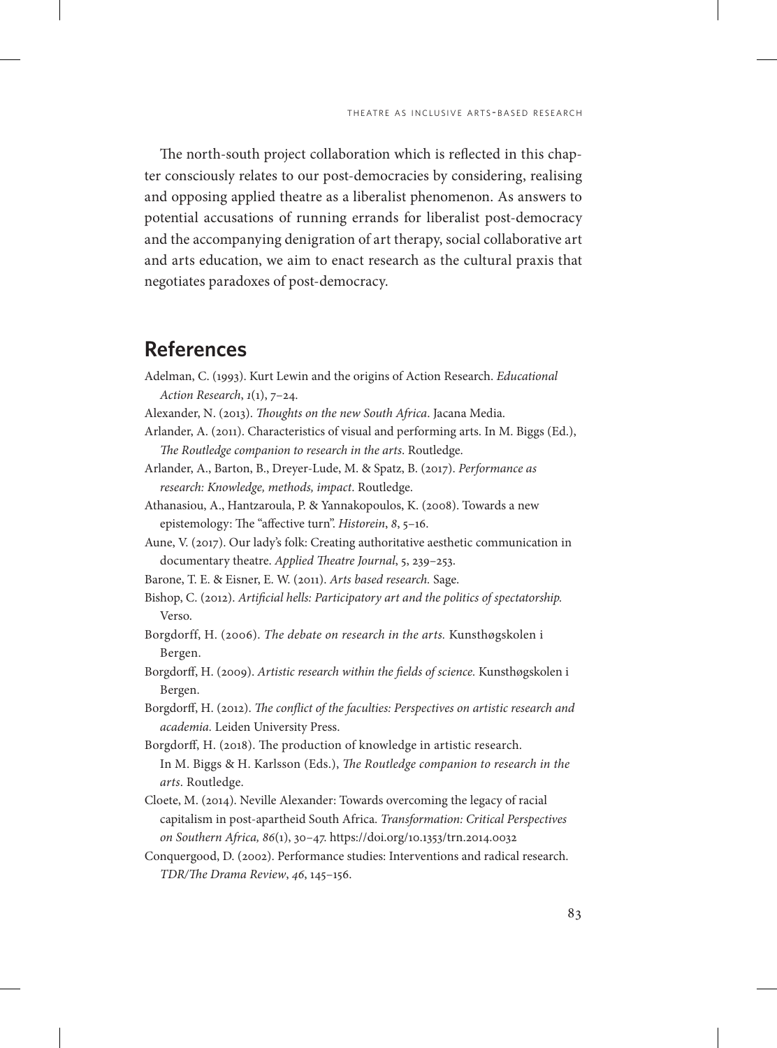The north-south project collaboration which is reflected in this chapter consciously relates to our post-democracies by considering, realising and opposing applied theatre as a liberalist phenomenon. As answers to potential accusations of running errands for liberalist post-democracy and the accompanying denigration of art therapy, social collaborative art and arts education, we aim to enact research as the cultural praxis that negotiates paradoxes of post-democracy.

## References

Adelman, C. (1993). Kurt Lewin and the origins of Action Research. *Educational Action Research*, *1*(1), 7–24.

Alexander, N. (2013). *Thoughts on the new South Africa*. Jacana Media.

Arlander, A. (2011). Characteristics of visual and performing arts. In M. Biggs (Ed.), *The Routledge companion to research in the arts*. Routledge.

Arlander, A., Barton, B., Dreyer-Lude, M. & Spatz, B. (2017). *Performance as research: Knowledge, methods, impact*. Routledge.

Athanasiou, A., Hantzaroula, P. & Yannakopoulos, K. (2008). Towards a new epistemology: The "affective turn". *Historein*, *8*, 5–16.

Aune, V. (2017). Our lady's folk: Creating authoritative aesthetic communication in documentary theatre. *Applied Theatre Journal*, 5, 239–253.

Barone, T. E. & Eisner, E. W. (2011). *Arts based research.* Sage.

Bishop, C. (2012). *Artificial hells: Participatory art and the politics of spectatorship.* Verso.

Borgdorff, H. (2006). *The debate on research in the arts.* Kunsthøgskolen i Bergen.

Borgdorff, H. (2009). *Artistic research within the fields of science.* Kunsthøgskolen i Bergen.

Borgdorff, H. (2012). *The conflict of the faculties: Perspectives on artistic research and academia.* Leiden University Press.

Borgdorff, H. (2018). The production of knowledge in artistic research. In M. Biggs & H. Karlsson (Eds.), *The Routledge companion to research in the arts*. Routledge.

Cloete, M. (2014). Neville Alexander: Towards overcoming the legacy of racial capitalism in post-apartheid South Africa. *Transformation: Critical Perspectives on Southern Africa, 86*(1), 30–47. https://doi.org/10.1353/trn.2014.0032

Conquergood, D. (2002). Performance studies: Interventions and radical research. *TDR/The Drama Review*, *46*, 145–156.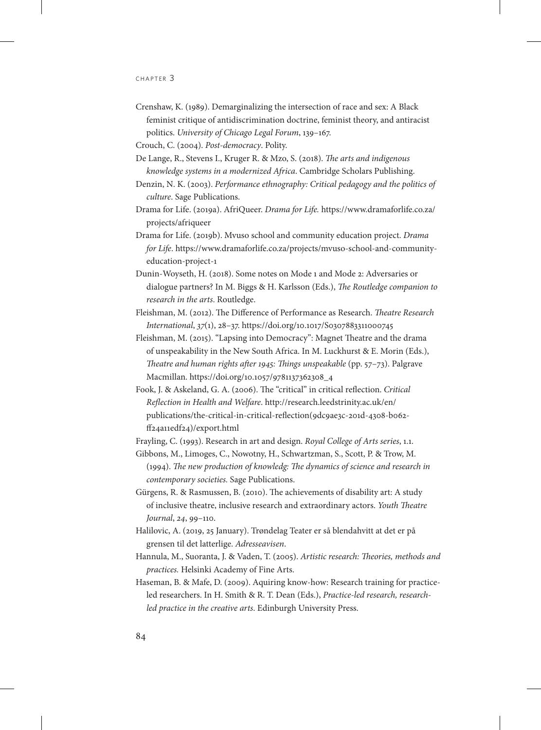Crenshaw, K. (1989). Demarginalizing the intersection of race and sex: A Black feminist critique of antidiscrimination doctrine, feminist theory, and antiracist politics. *University of Chicago Legal Forum*, 139–167.

Crouch, C. (2004). *Post-democracy*. Polity.

De Lange, R., Stevens I., Kruger R. & Mzo, S. (2018). *The arts and indigenous knowledge systems in a modernized Africa*. Cambridge Scholars Publishing.

Denzin, N. K. (2003). *Performance ethnography: Critical pedagogy and the politics of culture*. Sage Publications.

Drama for Life. (2019a). AfriQueer. *Drama for Life.* https://www.dramaforlife.co.za/projects/afriqueer

Drama for Life. (2019b). Mvuso school and community education project. *Drama for Life*. https://www.dramaforlife.co.za/projects/mvuso-school-and-community-education-project-1

Dunin-Woyseth, H. (2018). Some notes on Mode 1 and Mode 2: Adversaries or dialogue partners? In M. Biggs & H. Karlsson (Eds.), *The Routledge companion to research in the arts*. Routledge.

Fleishman, M. (2012). The Difference of Performance as Research. *Theatre Research International*, *37*(1), 28–37. https://doi.org/10.1017/S0307883311000745

Fleishman, M. (2015). "Lapsing into Democracy": Magnet Theatre and the drama of unspeakability in the New South Africa. In M. Luckhurst & E. Morin (Eds.), *Theatre and human rights after 1945: Things unspeakable* (pp. 57–73). Palgrave Macmillan. https://doi.org/10.1057/9781137362308_4

Fook, J. & Askeland, G. A. (2006). The "critical" in critical reflection. *Critical Reflection in Health and Welfare*. http://research.leedstrinity.ac.uk/en/publications/the-critical-in-critical-reflection(9dc9ae3c-201d-4308-b062-ff24a11edf24)/export.html

Frayling, C. (1993). Research in art and design. *Royal College of Arts series*, 1.1.

Gibbons, M., Limoges, C., Nowotny, H., Schwartzman, S., Scott, P. & Trow, M. (1994). *The new production of knowledg: The dynamics of science and research in contemporary societies.* Sage Publications.

Gürgens, R. & Rasmussen, B. (2010). The achievements of disability art: A study of inclusive theatre, inclusive research and extraordinary actors. *Youth Theatre Journal*, *24*, 99–110.

Halilovic, A. (2019, 25 January). Trøndelag Teater er så blendahvitt at det er på grensen til det latterlige. *Adresseavisen*.

Hannula, M., Suoranta, J. & Vaden, T. (2005). *Artistic research: Theories, methods and practices.* Helsinki Academy of Fine Arts.

Haseman, B. & Mafe, D. (2009). Aquiring know-how: Research training for practice-led researchers. In H. Smith & R. T. Dean (Eds.), *Practice-led research, research-led practice in the creative arts*. Edinburgh University Press.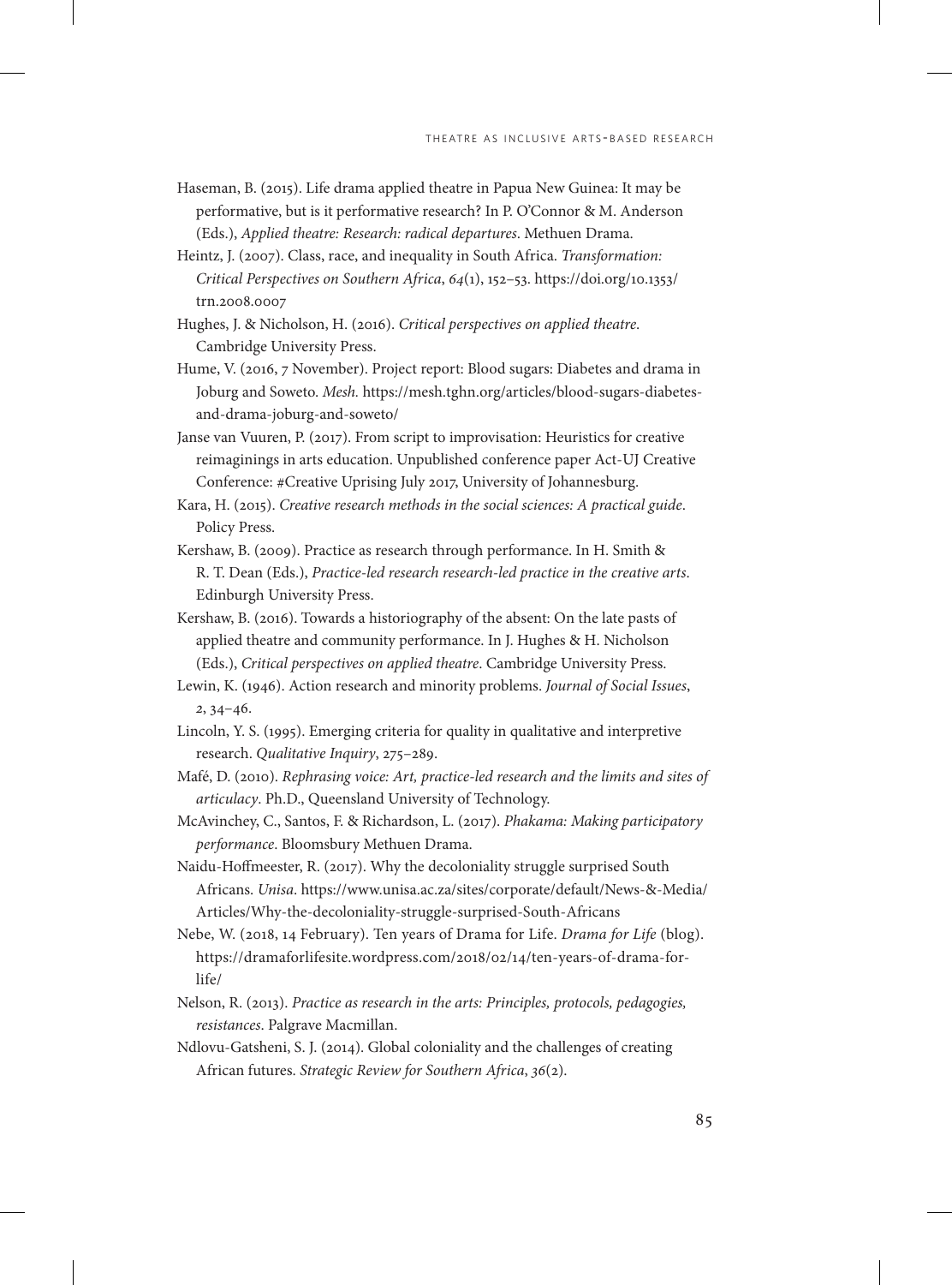Haseman, B. (2015). Life drama applied theatre in Papua New Guinea: It may be performative, but is it performative research? In P. O'Connor & M. Anderson (Eds.), *Applied theatre: Research: radical departures*. Methuen Drama.

Heintz, J. (2007). Class, race, and inequality in South Africa. *Transformation: Critical Perspectives on Southern Africa*, *64*(1), 152–53. https://doi.org/10.1353/trn.2008.0007

Hughes, J. & Nicholson, H. (2016). *Critical perspectives on applied theatre*. Cambridge University Press.

Hume, V. (2016, 7 November). Project report: Blood sugars: Diabetes and drama in Joburg and Soweto. *Mesh*. https://mesh.tghn.org/articles/blood-sugars-diabetes-and-drama-joburg-and-soweto/

Janse van Vuuren, P. (2017). From script to improvisation: Heuristics for creative reimaginings in arts education. Unpublished conference paper Act-UJ Creative Conference: #Creative Uprising July 2017, University of Johannesburg.

Kara, H. (2015). *Creative research methods in the social sciences: A practical guide*. Policy Press.

Kershaw, B. (2009). Practice as research through performance. In H. Smith & R. T. Dean (Eds.), *Practice-led research research-led practice in the creative arts*. Edinburgh University Press.

Kershaw, B. (2016). Towards a historiography of the absent: On the late pasts of applied theatre and community performance. In J. Hughes & H. Nicholson (Eds.), *Critical perspectives on applied theatre*. Cambridge University Press.

Lewin, K. (1946). Action research and minority problems. *Journal of Social Issues*, *2*, 34–46.

Lincoln, Y. S. (1995). Emerging criteria for quality in qualitative and interpretive research. *Qualitative Inquiry*, 275–289.

Mafé, D. (2010). *Rephrasing voice: Art, practice-led research and the limits and sites of articulacy*. Ph.D., Queensland University of Technology.

McAvinchey, C., Santos, F. & Richardson, L. (2017). *Phakama: Making participatory performance*. Bloomsbury Methuen Drama.

Naidu-Hoffmeester, R. (2017). Why the decoloniality struggle surprised South Africans. *Unisa*. https://www.unisa.ac.za/sites/corporate/default/News-&-Media/Articles/Why-the-decoloniality-struggle-surprised-South-Africans

Nebe, W. (2018, 14 February). Ten years of Drama for Life. *Drama for Life* (blog). https://dramaforlifesite.wordpress.com/2018/02/14/ten-years-of-drama-for-life/

Nelson, R. (2013). *Practice as research in the arts: Principles, protocols, pedagogies, resistances*. Palgrave Macmillan.

Ndlovu-Gatsheni, S. J. (2014). Global coloniality and the challenges of creating African futures. *Strategic Review for Southern Africa*, *36*(2).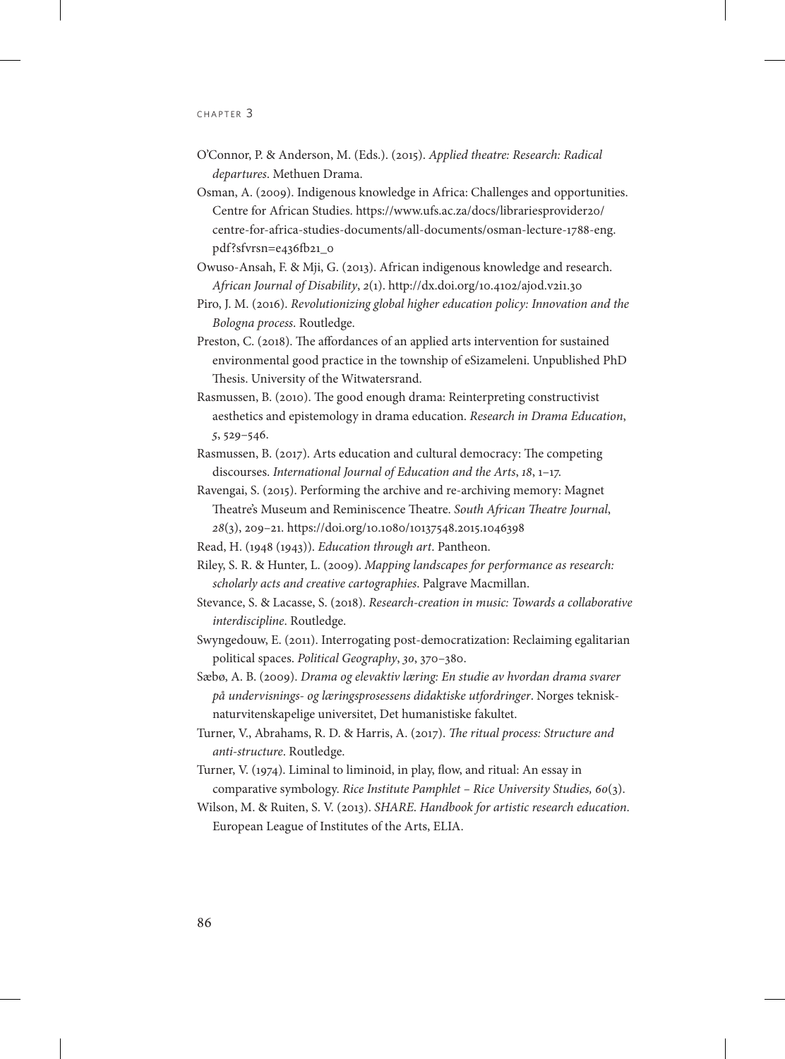O'Connor, P. & Anderson, M. (Eds.). (2015). *Applied theatre: Research: Radical departures*. Methuen Drama.

Osman, A. (2009). Indigenous knowledge in Africa: Challenges and opportunities. Centre for African Studies. https://www.ufs.ac.za/docs/librariesprovider20/centre-for-africa-studies-documents/all-documents/osman-lecture-1788-eng.pdf?sfvrsn=e436fb21_0

Owuso-Ansah, F. & Mji, G. (2013). African indigenous knowledge and research. *African Journal of Disability*, *2*(1). http://dx.doi.org/10.4102/ajod.v2i1.30

Piro, J. M. (2016). *Revolutionizing global higher education policy: Innovation and the Bologna process*. Routledge.

Preston, C. (2018). The affordances of an applied arts intervention for sustained environmental good practice in the township of eSizameleni. Unpublished PhD Thesis. University of the Witwatersrand.

Rasmussen, B. (2010). The good enough drama: Reinterpreting constructivist aesthetics and epistemology in drama education. *Research in Drama Education*, *5*, 529–546.

Rasmussen, B. (2017). Arts education and cultural democracy: The competing discourses. *International Journal of Education and the Arts*, *18*, 1–17.

Ravengai, S. (2015). Performing the archive and re-archiving memory: Magnet Theatre's Museum and Reminiscence Theatre. *South African Theatre Journal*, *28*(3), 209–21. https://doi.org/10.1080/10137548.2015.1046398

Read, H. (1948 (1943)). *Education through art*. Pantheon.

Riley, S. R. & Hunter, L. (2009). *Mapping landscapes for performance as research: scholarly acts and creative cartographies*. Palgrave Macmillan.

Stevance, S. & Lacasse, S. (2018). *Research-creation in music: Towards a collaborative interdiscipline*. Routledge.

Swyngedouw, E. (2011). Interrogating post-democratization: Reclaiming egalitarian political spaces. *Political Geography*, *30*, 370–380.

Sæbø, A. B. (2009). *Drama og elevaktiv læring: En studie av hvordan drama svarer på undervisnings- og læringsprosessens didaktiske utfordringer*. Norges teknisk-naturvitenskapelige universitet, Det humanistiske fakultet.

Turner, V., Abrahams, R. D. & Harris, A. (2017). *The ritual process: Structure and anti-structure*. Routledge.

Turner, V. (1974). Liminal to liminoid, in play, flow, and ritual: An essay in comparative symbology. *Rice Institute Pamphlet – Rice University Studies, 60*(3).

Wilson, M. & Ruiten, S. V. (2013). *SHARE. Handbook for artistic research education*. European League of Institutes of the Arts, ELIA.